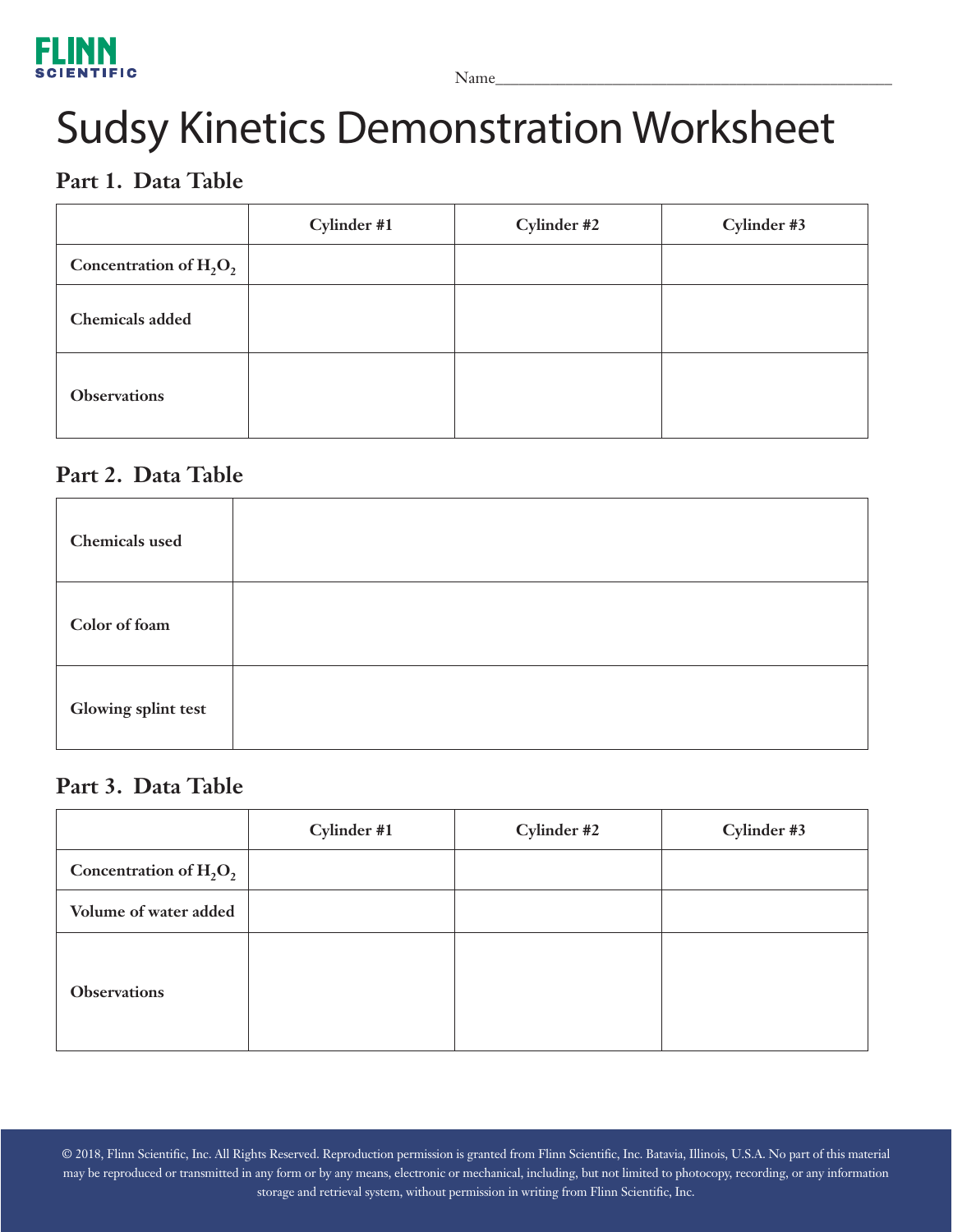FLINN SCIENTIFIC

Name________________________________________

# Sudsy Kinetics Demonstration Worksheet

## Part 1. Data Table

| | Cylinder #1 | Cylinder #2 | Cylinder #3 |
|---|---|---|---|
| **Concentration of $H_2O_2$** | | | |
| **Chemicals added** | | | |
| **Observations** | | | |

## Part 2. Data Table

| | |
|---|---|
| **Chemicals used** | |
| **Color of foam** | |
| **Glowing splint test** | |

## Part 3. Data Table

| | Cylinder #1 | Cylinder #2 | Cylinder #3 |
|---|---|---|---|
| **Concentration of $H_2O_2$** | | | |
| **Volume of water added** | | | |
| **Observations** | | | |

© 2018, Flinn Scientific, Inc. All Rights Reserved. Reproduction permission is granted from Flinn Scientific, Inc. Batavia, Illinois, U.S.A. No part of this material may be reproduced or transmitted in any form or by any means, electronic or mechanical, including, but not limited to photocopy, recording, or any information storage and retrieval system, without permission in writing from Flinn Scientific, Inc.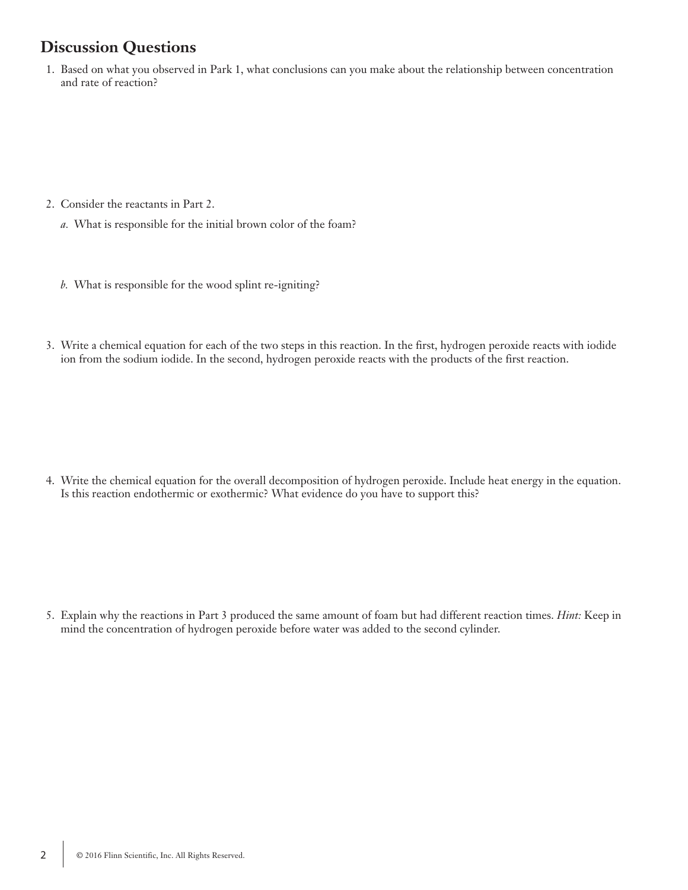## Discussion Questions

1. Based on what you observed in Park 1, what conclusions can you make about the relationship between concentration and rate of reaction?

2. Consider the reactants in Part 2.

   *a.* What is responsible for the initial brown color of the foam?

   *b.* What is responsible for the wood splint re-igniting?

3. Write a chemical equation for each of the two steps in this reaction. In the first, hydrogen peroxide reacts with iodide ion from the sodium iodide. In the second, hydrogen peroxide reacts with the products of the first reaction.

4. Write the chemical equation for the overall decomposition of hydrogen peroxide. Include heat energy in the equation. Is this reaction endothermic or exothermic? What evidence do you have to support this?

5. Explain why the reactions in Part 3 produced the same amount of foam but had different reaction times. *Hint:* Keep in mind the concentration of hydrogen peroxide before water was added to the second cylinder.

© 2016 Flinn Scientific, Inc. All Rights Reserved.